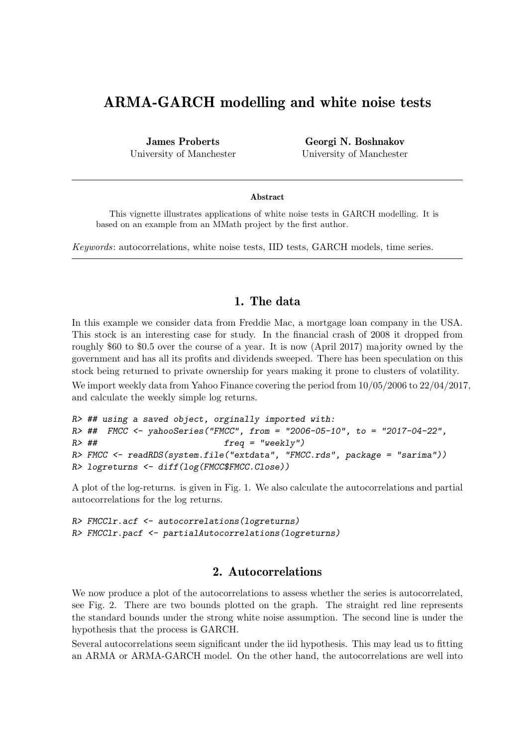# ARMA-GARCH modelling and white noise tests

**James Proberts**
University of Manchester

**Georgi N. Boshnakov**
University of Manchester

---

**Abstract**

This vignette illustrates applications of white noise tests in GARCH modelling. It is based on an example from an MMath project by the first author.

*Keywords*: autocorrelations, white noise tests, IID tests, GARCH models, time series.

---

## 1. The data

In this example we consider data from Freddie Mac, a mortgage loan company in the USA. This stock is an interesting case for study. In the financial crash of 2008 it dropped from roughly $60 to $0.5 over the course of a year. It is now (April 2017) majority owned by the government and has all its profits and dividends sweeped. There has been speculation on this stock being returned to private ownership for years making it prone to clusters of volatility.

We import weekly data from Yahoo Finance covering the period from 10/05/2006 to 22/04/2017, and calculate the weekly simple log returns.

```
R> ## using a saved object, orginally imported with:
R> ##  FMCC <- yahooSeries("FMCC", from = "2006-05-10", to = "2017-04-22",
R> ##                       freq = "weekly")
R> FMCC <- readRDS(system.file("extdata", "FMCC.rds", package = "sarima"))
R> logreturns <- diff(log(FMCC$FMCC.Close))
```

A plot of the log-returns. is given in Fig. 1. We also calculate the autocorrelations and partial autocorrelations for the log returns.

```
R> FMCClr.acf <- autocorrelations(logreturns)
R> FMCClr.pacf <- partialAutocorrelations(logreturns)
```

## 2. Autocorrelations

We now produce a plot of the autocorrelations to assess whether the series is autocorrelated, see Fig. 2. There are two bounds plotted on the graph. The straight red line represents the standard bounds under the strong white noise assumption. The second line is under the hypothesis that the process is GARCH.

Several autocorrelations seem significant under the iid hypothesis. This may lead us to fitting an ARMA or ARMA-GARCH model. On the other hand, the autocorrelations are well into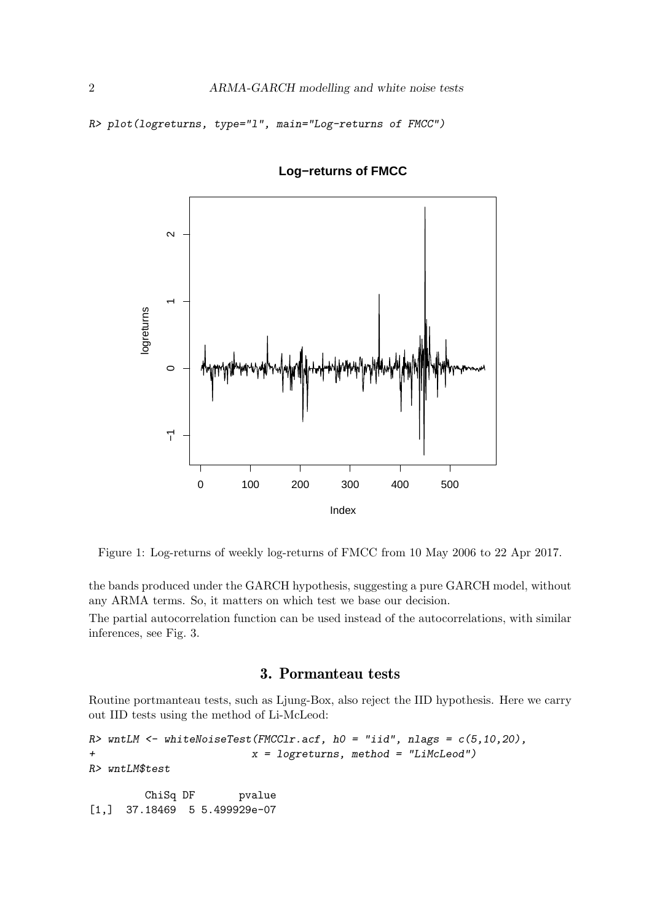```
R> plot(logreturns, type="l", main="Log-returns of FMCC")
```

Log−returns of FMCC

logreturns

2

1

0

−1

0 100 200 300 400 500

Index

Figure 1: Log-returns of weekly log-returns of FMCC from 10 May 2006 to 22 Apr 2017.

the bands produced under the GARCH hypothesis, suggesting a pure GARCH model, without any ARMA terms. So, it matters on which test we base our decision.

The partial autocorrelation function can be used instead of the autocorrelations, with similar inferences, see Fig. 3.

## 3. Pormanteau tests

Routine portmanteau tests, such as Ljung-Box, also reject the IID hypothesis. Here we carry out IID tests using the method of Li-McLeod:

```
R> wntLM <- whiteNoiseTest(FMCClr.acf, h0 = "iid", nlags = c(5,10,20),
+                          x = logreturns, method = "LiMcLeod")
R> wntLM$test

        ChiSq DF       pvalue
[1,]  37.18469  5 5.499929e-07
```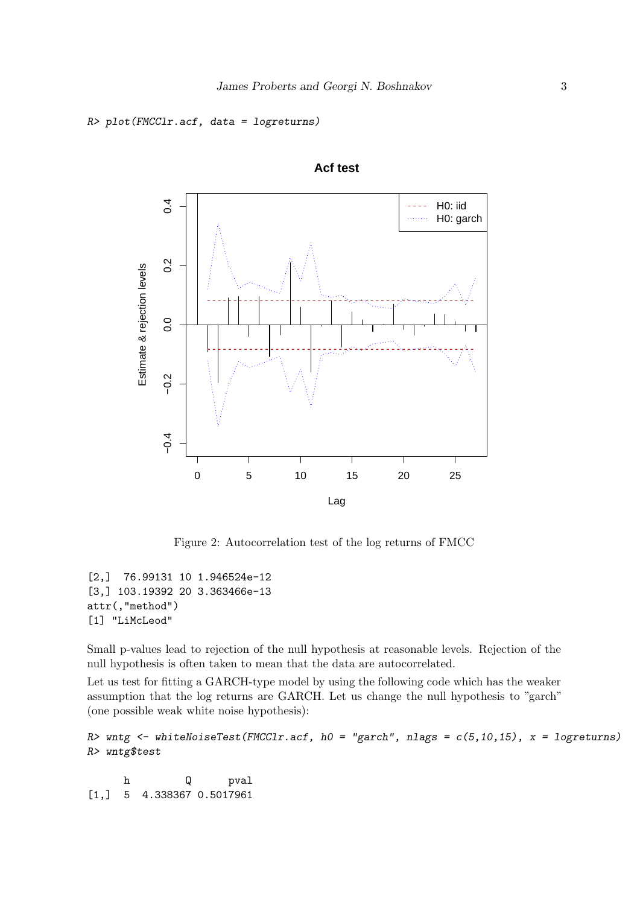```
R> plot(FMCClr.acf, data = logreturns)
```

Acf test

H0: iid

H0: garch

Estimate & rejection levels

0.4

0.2

0.0

−0.2

−0.4

0

5

10

15

20

25

Lag

Figure 2: Autocorrelation test of the log returns of FMCC

```
[2,]  76.99131 10 1.946524e-12
[3,] 103.19392 20 3.363466e-13
attr(,"method")
[1] "LiMcLeod"
```

Small p-values lead to rejection of the null hypothesis at reasonable levels. Rejection of the null hypothesis is often taken to mean that the data are autocorrelated.

Let us test for fitting a GARCH-type model by using the following code which has the weaker assumption that the log returns are GARCH. Let us change the null hypothesis to "garch" (one possible weak white noise hypothesis):

```
R> wntg <- whiteNoiseTest(FMCClr.acf, h0 = "garch", nlags = c(5,10,15), x = logreturns)
R> wntg$test
```

```
     h        Q      pval
[1,] 5  4.338367 0.5017961
```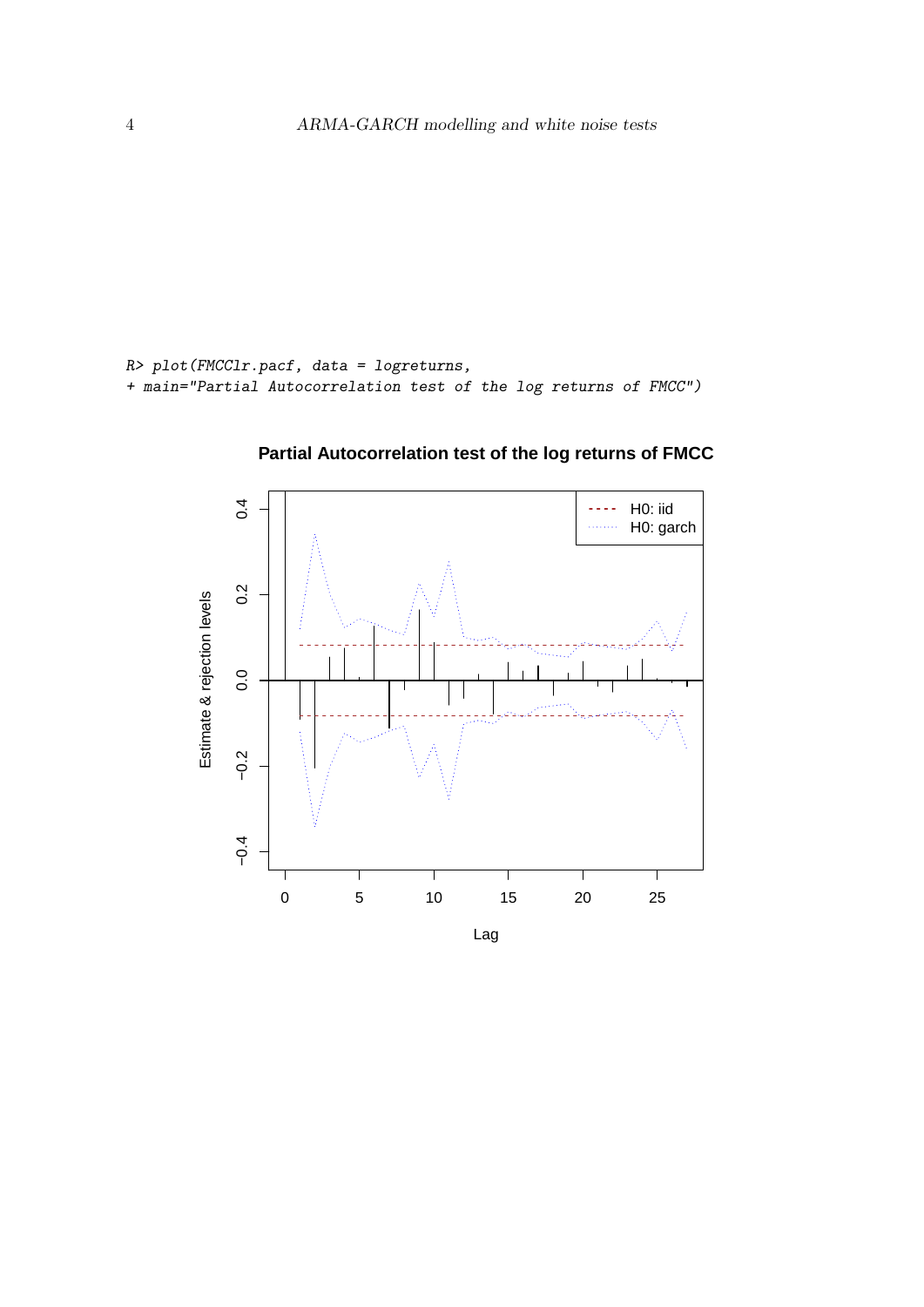```
R> plot(FMCClr.pacf, data = logreturns,
+ main="Partial Autocorrelation test of the log returns of FMCC")
```

**Partial Autocorrelation test of the log returns of FMCC**

H0: iid

H0: garch

Estimate & rejection levels

-0.4
-0.2
0.0
0.2
0.4

Lag

0
5
10
15
20
25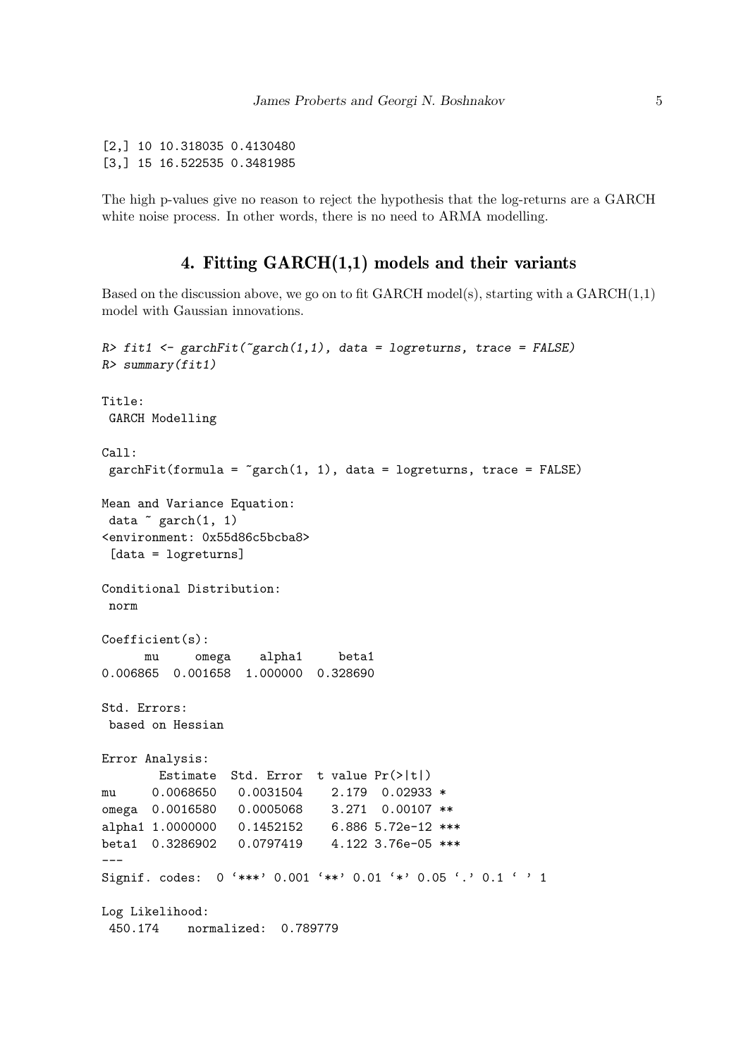```
[2,] 10 10.318035 0.4130480
[3,] 15 16.522535 0.3481985
```

The high p-values give no reason to reject the hypothesis that the log-returns are a GARCH white noise process. In other words, there is no need to ARMA modelling.

## 4. Fitting GARCH(1,1) models and their variants

Based on the discussion above, we go on to fit GARCH model(s), starting with a GARCH(1,1) model with Gaussian innovations.

```
R> fit1 <- garchFit(~garch(1,1), data = logreturns, trace = FALSE)
R> summary(fit1)

Title:
 GARCH Modelling

Call:
 garchFit(formula = ~garch(1, 1), data = logreturns, trace = FALSE)

Mean and Variance Equation:
 data ~ garch(1, 1)
<environment: 0x55d86c5bcba8>
 [data = logreturns]

Conditional Distribution:
 norm

Coefficient(s):
      mu     omega    alpha1     beta1
0.006865  0.001658  1.000000  0.328690

Std. Errors:
 based on Hessian

Error Analysis:
        Estimate  Std. Error  t value Pr(>|t|)
mu     0.0068650   0.0031504    2.179  0.02933 *
omega  0.0016580   0.0005068    3.271  0.00107 **
alpha1 1.0000000   0.1452152    6.886 5.72e-12 ***
beta1  0.3286902   0.0797419    4.122 3.76e-05 ***
---
Signif. codes:  0 '***' 0.001 '**' 0.01 '*' 0.05 '.' 0.1 ' ' 1

Log Likelihood:
 450.174    normalized:  0.789779
```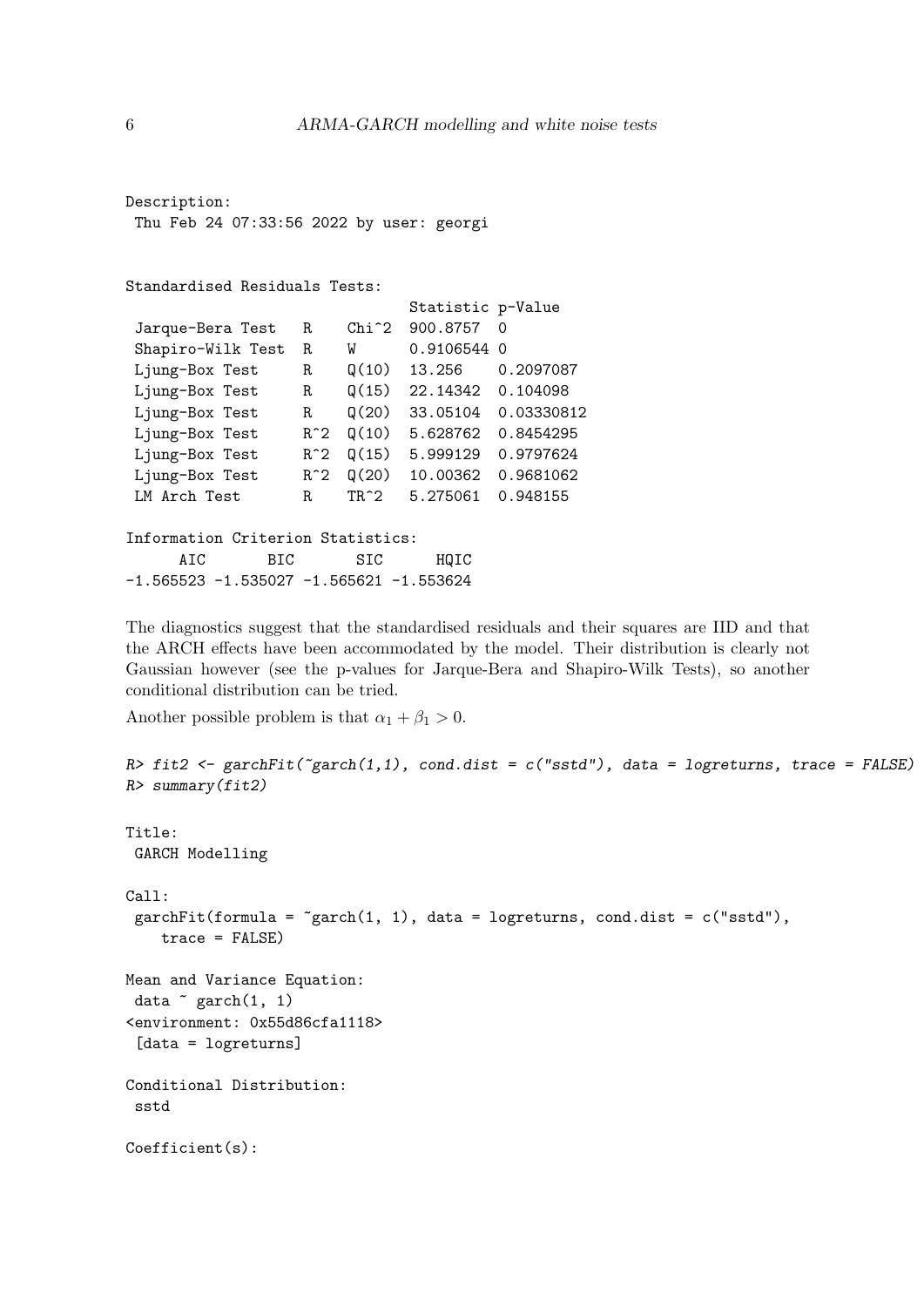```
Description:
 Thu Feb 24 07:33:56 2022 by user: georgi


Standardised Residuals Tests:
                                Statistic p-Value
 Jarque-Bera Test   R    Chi^2  900.8757  0
 Shapiro-Wilk Test  R    W      0.9106544 0
 Ljung-Box Test     R    Q(10)  13.256    0.2097087
 Ljung-Box Test     R    Q(15)  22.14342  0.104098
 Ljung-Box Test     R    Q(20)  33.05104  0.03330812
 Ljung-Box Test     R^2  Q(10)  5.628762  0.8454295
 Ljung-Box Test     R^2  Q(15)  5.999129  0.9797624
 Ljung-Box Test     R^2  Q(20)  10.00362  0.9681062
 LM Arch Test       R    TR^2   5.275061  0.948155

Information Criterion Statistics:
      AIC       BIC       SIC      HQIC
-1.565523 -1.535027 -1.565621 -1.553624
```

The diagnostics suggest that the standardised residuals and their squares are IID and that the ARCH effects have been accommodated by the model. Their distribution is clearly not Gaussian however (see the p-values for Jarque-Bera and Shapiro-Wilk Tests), so another conditional distribution can be tried.

Another possible problem is that $\alpha_1 + \beta_1 > 0$.

```
R> fit2 <- garchFit(~garch(1,1), cond.dist = c("sstd"), data = logreturns, trace = FALSE)
R> summary(fit2)

Title:
 GARCH Modelling

Call:
 garchFit(formula = ~garch(1, 1), data = logreturns, cond.dist = c("sstd"),
    trace = FALSE)

Mean and Variance Equation:
 data ~ garch(1, 1)
<environment: 0x55d86cfa1118>
 [data = logreturns]

Conditional Distribution:
 sstd

Coefficient(s):
```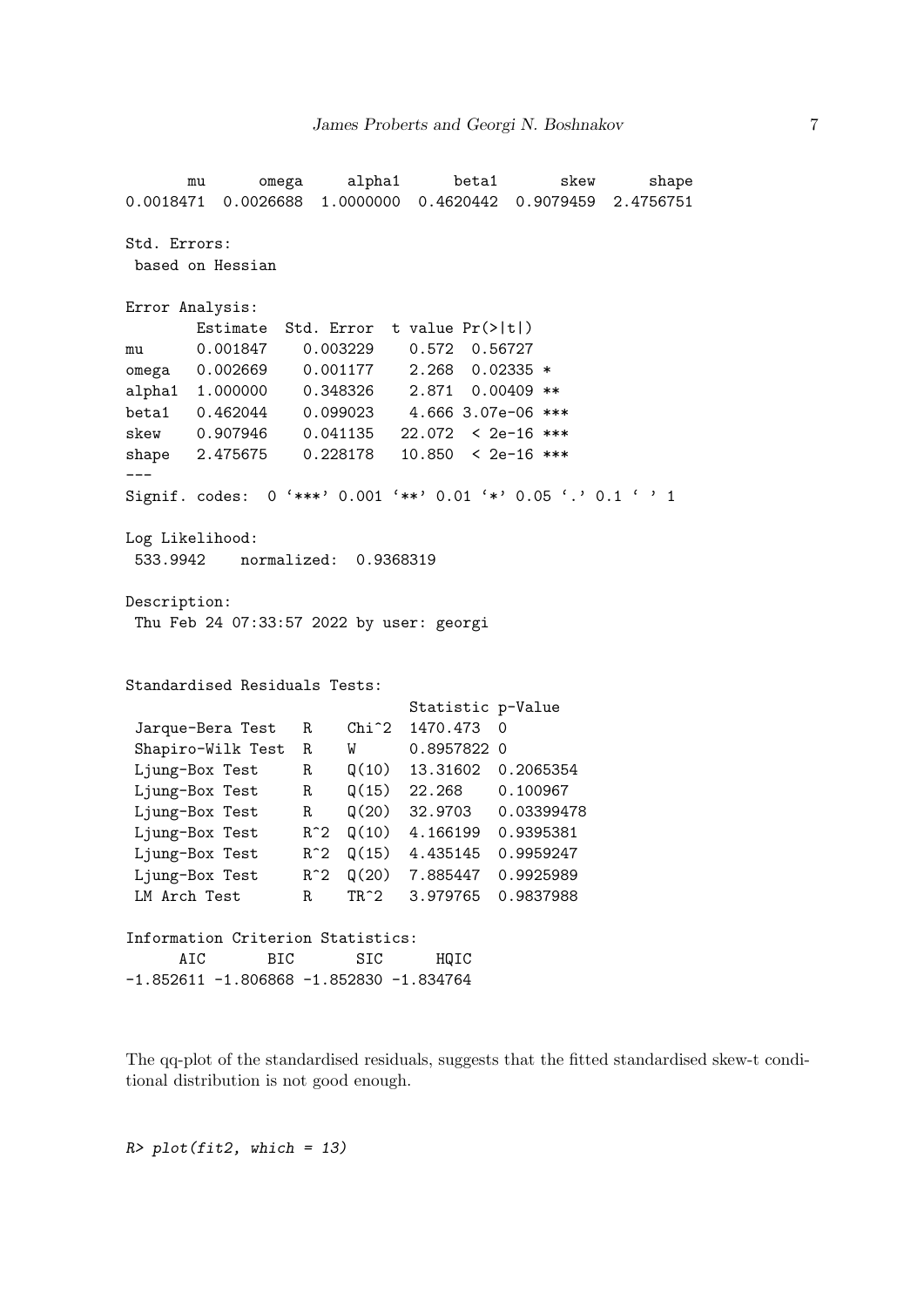```
       mu      omega     alpha1      beta1       skew      shape 
0.0018471  0.0026688  1.0000000  0.4620442  0.9079459  2.4756751 

Std. Errors:
 based on Hessian 

Error Analysis:
        Estimate  Std. Error  t value Pr(>|t|)    
mu      0.001847    0.003229    0.572  0.56727    
omega   0.002669    0.001177    2.268  0.02335 *  
alpha1  1.000000    0.348326    2.871  0.00409 ** 
beta1   0.462044    0.099023    4.666 3.07e-06 ***
skew    0.907946    0.041135   22.072  < 2e-16 ***
shape   2.475675    0.228178   10.850  < 2e-16 ***
---
Signif. codes:  0 '***' 0.001 '**' 0.01 '*' 0.05 '.' 0.1 ' ' 1

Log Likelihood:
 533.9942    normalized:  0.9368319 

Description:
 Thu Feb 24 07:33:57 2022 by user: georgi 


Standardised Residuals Tests:
                                Statistic p-Value   
 Jarque-Bera Test   R    Chi^2  1470.473  0         
 Shapiro-Wilk Test  R    W      0.8957822 0         
 Ljung-Box Test     R    Q(10)  13.31602  0.2065354 
 Ljung-Box Test     R    Q(15)  22.268    0.100967  
 Ljung-Box Test     R    Q(20)  32.9703   0.03399478
 Ljung-Box Test     R^2  Q(10)  4.166199  0.9395381 
 Ljung-Box Test     R^2  Q(15)  4.435145  0.9959247 
 Ljung-Box Test     R^2  Q(20)  7.885447  0.9925989 
 LM Arch Test       R    TR^2   3.979765  0.9837988 

Information Criterion Statistics:
      AIC       BIC       SIC      HQIC 
-1.852611 -1.806868 -1.852830 -1.834764 
```

The qq-plot of the standardised residuals, suggests that the fitted standardised skew-t conditional distribution is not good enough.

```
R> plot(fit2, which = 13)
```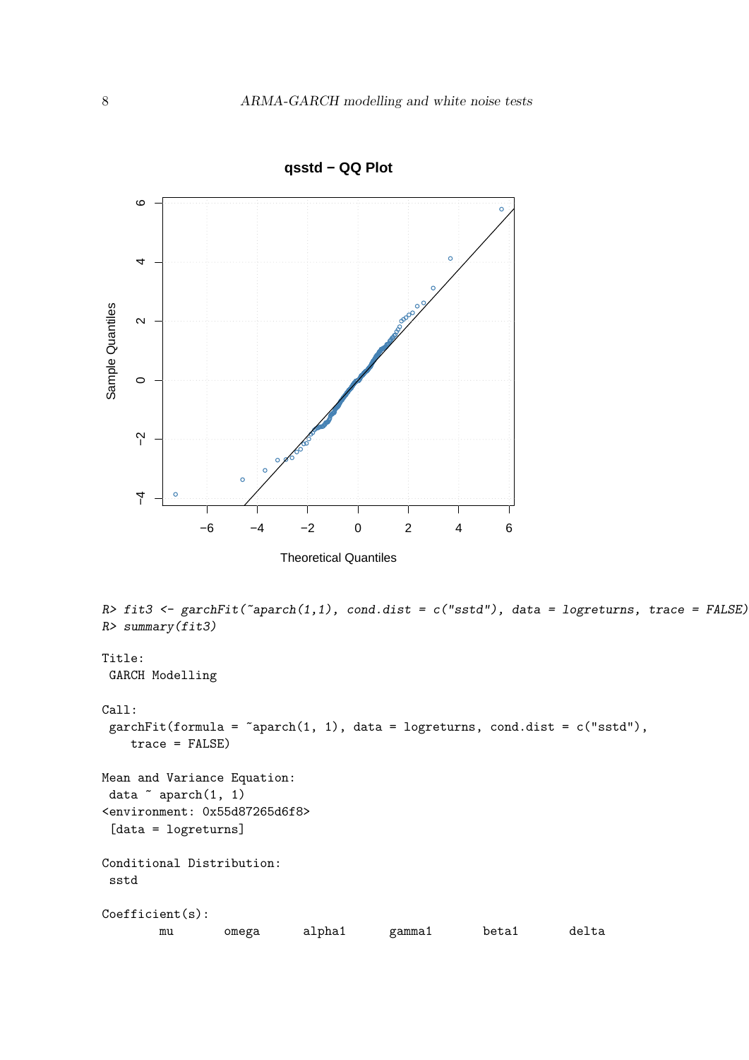qsstd – QQ Plot

Sample Quantiles

Theoretical Quantiles

-6
-4
-2
0
2
4
6

-4
-2
0
2
4
6

```
R> fit3 <- garchFit(~aparch(1,1), cond.dist = c("sstd"), data = logreturns, trace = FALSE)
R> summary(fit3)

Title:
 GARCH Modelling

Call:
 garchFit(formula = ~aparch(1, 1), data = logreturns, cond.dist = c("sstd"),
    trace = FALSE)

Mean and Variance Equation:
 data ~ aparch(1, 1)
<environment: 0x55d87265d6f8>
 [data = logreturns]

Conditional Distribution:
 sstd

Coefficient(s):
        mu       omega       alpha1      gamma1       beta1       delta
```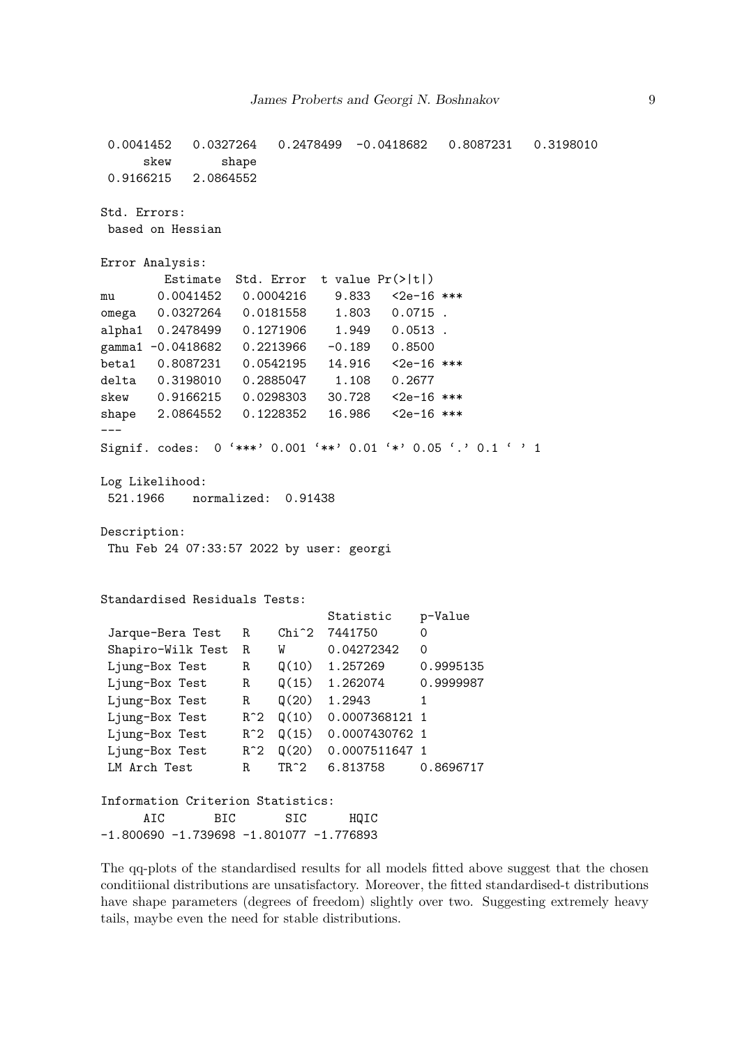```
 0.0041452   0.0327264   0.2478499  -0.0418682   0.8087231   0.3198010
      skew       shape
 0.9166215   2.0864552

Std. Errors:
 based on Hessian

Error Analysis:
        Estimate  Std. Error  t value Pr(>|t|)
mu      0.0041452   0.0004216    9.833   <2e-16 ***
omega   0.0327264   0.0181558    1.803   0.0715 .
alpha1  0.2478499   0.1271906    1.949   0.0513 .
gamma1 -0.0418682   0.2213966   -0.189   0.8500
beta1   0.8087231   0.0542195   14.916   <2e-16 ***
delta   0.3198010   0.2885047    1.108   0.2677
skew    0.9166215   0.0298303   30.728   <2e-16 ***
shape   2.0864552   0.1228352   16.986   <2e-16 ***
---
Signif. codes:  0 '***' 0.001 '**' 0.01 '*' 0.05 '.' 0.1 ' ' 1

Log Likelihood:
 521.1966    normalized:  0.91438

Description:
 Thu Feb 24 07:33:57 2022 by user: georgi


Standardised Residuals Tests:
                                Statistic    p-Value
 Jarque-Bera Test   R    Chi^2  7441750      0
 Shapiro-Wilk Test  R    W      0.04272342   0
 Ljung-Box Test     R    Q(10)  1.257269     0.9995135
 Ljung-Box Test     R    Q(15)  1.262074     0.9999987
 Ljung-Box Test     R    Q(20)  1.2943       1
 Ljung-Box Test     R^2  Q(10)  0.0007368121 1
 Ljung-Box Test     R^2  Q(15)  0.0007430762 1
 Ljung-Box Test     R^2  Q(20)  0.0007511647 1
 LM Arch Test       R    TR^2   6.813758     0.8696717

Information Criterion Statistics:
      AIC       BIC       SIC      HQIC
-1.800690 -1.739698 -1.801077 -1.776893
```

The qq-plots of the standardised results for all models fitted above suggest that the chosen conditiional distributions are unsatisfactory. Moreover, the fitted standardised-t distributions have shape parameters (degrees of freedom) slightly over two. Suggesting extremely heavy tails, maybe even the need for stable distributions.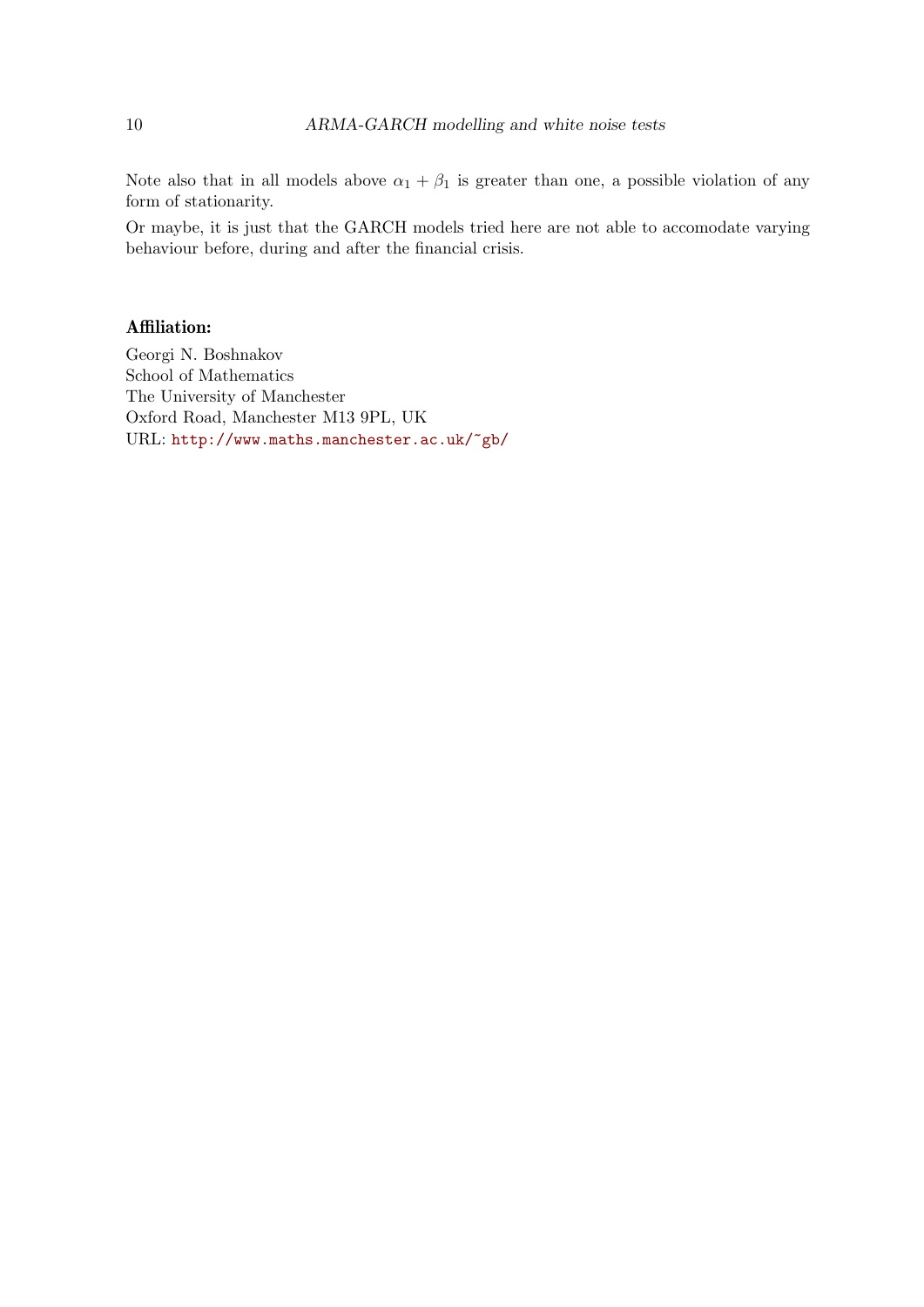Note also that in all models above $\alpha_1 + \beta_1$ is greater than one, a possible violation of any form of stationarity.

Or maybe, it is just that the GARCH models tried here are not able to accomodate varying behaviour before, during and after the financial crisis.

**Affiliation:**

Georgi N. Boshnakov
School of Mathematics
The University of Manchester
Oxford Road, Manchester M13 9PL, UK
URL: http://www.maths.manchester.ac.uk/~gb/